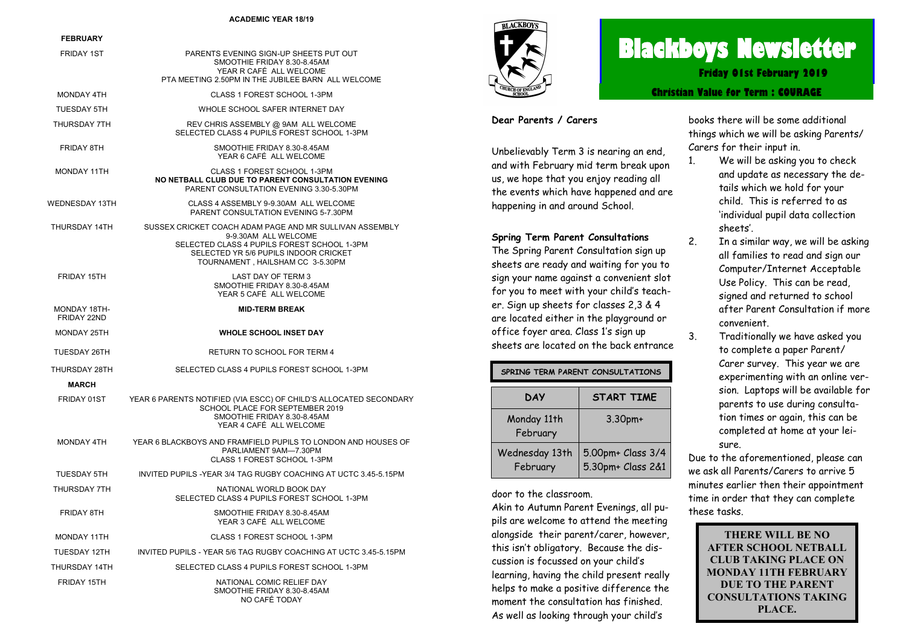## ACADEMIC YEAR 18/19

| FEBRUARY | |
|---|---|
| FRIDAY 1ST | PARENTS EVENING SIGN-UP SHEETS PUT OUT<br>SMOOTHIE FRIDAY 8.30-8.45AM<br>YEAR R CAFÉ ALL WELCOME<br>PTA MEETING 2.50PM IN THE JUBILEE BARN ALL WELCOME |
| MONDAY 4TH | CLASS 1 FOREST SCHOOL 1-3PM |
| TUESDAY 5TH | WHOLE SCHOOL SAFER INTERNET DAY |
| THURSDAY 7TH | REV CHRIS ASSEMBLY @ 9AM ALL WELCOME<br>SELECTED CLASS 4 PUPILS FOREST SCHOOL 1-3PM |
| FRIDAY 8TH | SMOOTHIE FRIDAY 8.30-8.45AM<br>YEAR 6 CAFÉ ALL WELCOME |
| MONDAY 11TH | CLASS 1 FOREST SCHOOL 1-3PM<br>**NO NETBALL CLUB DUE TO PARENT CONSULTATION EVENING**<br>PARENT CONSULTATION EVENING 3.30-5.30PM |
| WEDNESDAY 13TH | CLASS 4 ASSEMBLY 9-9.30AM ALL WELCOME<br>PARENT CONSULTATION EVENING 5-7.30PM |
| THURSDAY 14TH | SUSSEX CRICKET COACH ADAM PAGE AND MR SULLIVAN ASSEMBLY<br>9-9.30AM ALL WELCOME<br>SELECTED CLASS 4 PUPILS FOREST SCHOOL 1-3PM<br>SELECTED YR 5/6 PUPILS INDOOR CRICKET<br>TOURNAMENT , HAILSHAM CC 3-5.30PM |
| FRIDAY 15TH | LAST DAY OF TERM 3<br>SMOOTHIE FRIDAY 8.30-8.45AM<br>YEAR 5 CAFÉ ALL WELCOME |
| MONDAY 18TH-FRIDAY 22ND | **MID-TERM BREAK** |
| MONDAY 25TH | **WHOLE SCHOOL INSET DAY** |
| TUESDAY 26TH | RETURN TO SCHOOL FOR TERM 4 |
| THURSDAY 28TH | SELECTED CLASS 4 PUPILS FOREST SCHOOL 1-3PM |
| **MARCH** | |
| FRIDAY 01ST | YEAR 6 PARENTS NOTIFIED (VIA ESCC) OF CHILD'S ALLOCATED SECONDARY SCHOOL PLACE FOR SEPTEMBER 2019<br>SMOOTHIE FRIDAY 8.30-8.45AM<br>YEAR 4 CAFÉ ALL WELCOME |
| MONDAY 4TH | YEAR 6 BLACKBOYS AND FRAMFIELD PUPILS TO LONDON AND HOUSES OF PARLIAMENT 9AM—7.30PM<br>CLASS 1 FOREST SCHOOL 1-3PM |
| TUESDAY 5TH | INVITED PUPILS -YEAR 3/4 TAG RUGBY COACHING AT UCTC 3.45-5.15PM |
| THURSDAY 7TH | NATIONAL WORLD BOOK DAY<br>SELECTED CLASS 4 PUPILS FOREST SCHOOL 1-3PM |
| FRIDAY 8TH | SMOOTHIE FRIDAY 8.30-8.45AM<br>YEAR 3 CAFÉ ALL WELCOME |
| MONDAY 11TH | CLASS 1 FOREST SCHOOL 1-3PM |
| TUESDAY 12TH | INVITED PUPILS - YEAR 5/6 TAG RUGBY COACHING AT UCTC 3.45-5.15PM |
| THURSDAY 14TH | SELECTED CLASS 4 PUPILS FOREST SCHOOL 1-3PM |
| FRIDAY 15TH | NATIONAL COMIC RELIEF DAY<br>SMOOTHIE FRIDAY 8.30-8.45AM<br>NO CAFÉ TODAY |

# Blackboys Newsletter

**Friday 01st February 2019**

**Christian Value for Term : COURAGE**

**Dear Parents / Carers**

Unbelievably Term 3 is nearing an end, and with February mid term break upon us, we hope that you enjoy reading all the events which have happened and are happening in and around School.

**Spring Term Parent Consultations**

The Spring Parent Consultation sign up sheets are ready and waiting for you to sign your name against a convenient slot for you to meet with your child's teacher. Sign up sheets for classes 2,3 & 4 are located either in the playground or office foyer area. Class 1's sign up sheets are located on the back entrance door to the classroom.

**SPRING TERM PARENT CONSULTATIONS**

| DAY | START TIME |
|---|---|
| Monday 11th February | 3.30pm+ |
| Wednesday 13th February | 5.00pm+ Class 3/4<br>5.30pm+ Class 2&1 |

Akin to Autumn Parent Evenings, all pupils are welcome to attend the meeting alongside their parent/carer, however, this isn't obligatory. Because the discussion is focussed on your child's learning, having the child present really helps to make a positive difference the moment the consultation has finished. As well as looking through your child's books there will be some additional things which we will be asking Parents/Carers for their input in.

1. We will be asking you to check and update as necessary the details which we hold for your child. This is referred to as 'individual pupil data collection sheets'.
2. In a similar way, we will be asking all families to read and sign our Computer/Internet Acceptable Use Policy. This can be read, signed and returned to school after Parent Consultation if more convenient.
3. Traditionally we have asked you to complete a paper Parent/Carer survey. This year we are experimenting with an online version. Laptops will be available for parents to use during consultation times or again, this can be completed at home at your leisure.

Due to the aforementioned, please can we ask all Parents/Carers to arrive 5 minutes earlier then their appointment time in order that they can complete these tasks.

**THERE WILL BE NO AFTER SCHOOL NETBALL CLUB TAKING PLACE ON MONDAY 11TH FEBRUARY DUE TO THE PARENT CONSULTATIONS TAKING PLACE.**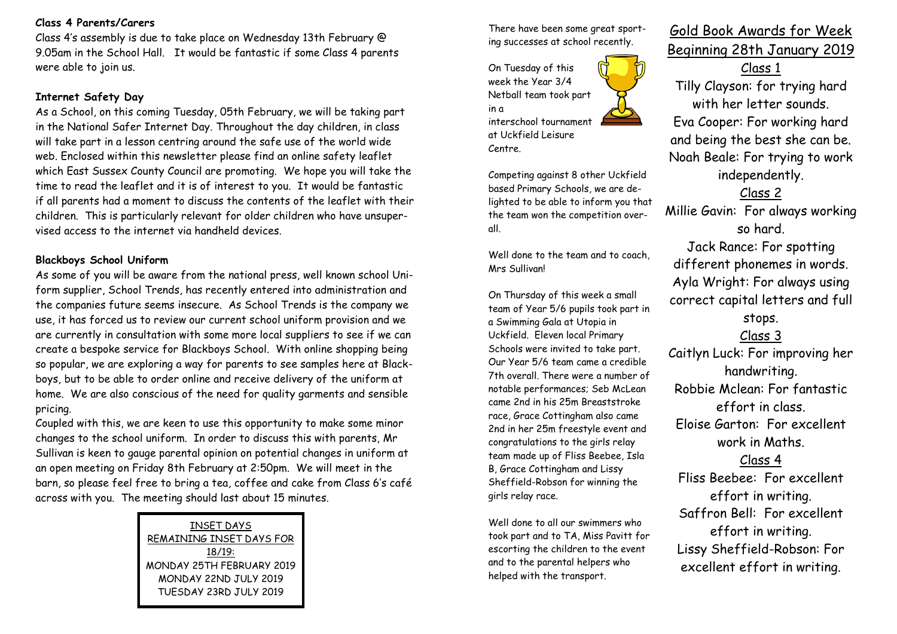**Class 4 Parents/Carers**

Class 4's assembly is due to take place on Wednesday 13th February @ 9.05am in the School Hall. It would be fantastic if some Class 4 parents were able to join us.

**Internet Safety Day**

As a School, on this coming Tuesday, 05th February, we will be taking part in the National Safer Internet Day. Throughout the day children, in class will take part in a lesson centring around the safe use of the world wide web. Enclosed within this newsletter please find an online safety leaflet which East Sussex County Council are promoting. We hope you will take the time to read the leaflet and it is of interest to you. It would be fantastic if all parents had a moment to discuss the contents of the leaflet with their children. This is particularly relevant for older children who have unsupervised access to the internet via handheld devices.

**Blackboys School Uniform**

As some of you will be aware from the national press, well known school Uniform supplier, School Trends, has recently entered into administration and the companies future seems insecure. As School Trends is the company we use, it has forced us to review our current school uniform provision and we are currently in consultation with some more local suppliers to see if we can create a bespoke service for Blackboys School. With online shopping being so popular, we are exploring a way for parents to see samples here at Blackboys, but to be able to order online and receive delivery of the uniform at home. We are also conscious of the need for quality garments and sensible pricing.

Coupled with this, we are keen to use this opportunity to make some minor changes to the school uniform. In order to discuss this with parents, Mr Sullivan is keen to gauge parental opinion on potential changes in uniform at an open meeting on Friday 8th February at 2:50pm. We will meet in the barn, so please feel free to bring a tea, coffee and cake from Class 6's café across with you. The meeting should last about 15 minutes.

INSET DAYS
REMAINING INSET DAYS FOR 18/19:
MONDAY 25TH FEBRUARY 2019
MONDAY 22ND JULY 2019
TUESDAY 23RD JULY 2019

There have been some great sporting successes at school recently.

On Tuesday of this week the Year 3/4 Netball team took part in a interschool tournament at Uckfield Leisure Centre.

Competing against 8 other Uckfield based Primary Schools, we are delighted to be able to inform you that the team won the competition overall.

Well done to the team and to coach, Mrs Sullivan!

On Thursday of this week a small team of Year 5/6 pupils took part in a Swimming Gala at Utopia in Uckfield. Eleven local Primary Schools were invited to take part. Our Year 5/6 team came a credible 7th overall. There were a number of notable performances; Seb McLean came 2nd in his 25m Breaststroke race, Grace Cottingham also came 2nd in her 25m freestyle event and congratulations to the girls relay team made up of Fliss Beebee, Isla B, Grace Cottingham and Lissy Sheffield-Robson for winning the girls relay race.

Well done to all our swimmers who took part and to TA, Miss Pavitt for escorting the children to the event and to the parental helpers who helped with the transport.

## Gold Book Awards for Week Beginning 28th January 2019

### Class 1

Tilly Clayson: for trying hard with her letter sounds.

Eva Cooper: For working hard and being the best she can be.

Noah Beale: For trying to work independently.

### Class 2

Millie Gavin: For always working so hard.

Jack Rance: For spotting different phonemes in words.

Ayla Wright: For always using correct capital letters and full stops.

### Class 3

Caitlyn Luck: For improving her handwriting.

Robbie Mclean: For fantastic effort in class.

Eloise Garton: For excellent work in Maths.

### Class 4

Fliss Beebee: For excellent effort in writing.

Saffron Bell: For excellent effort in writing.

Lissy Sheffield-Robson: For excellent effort in writing.